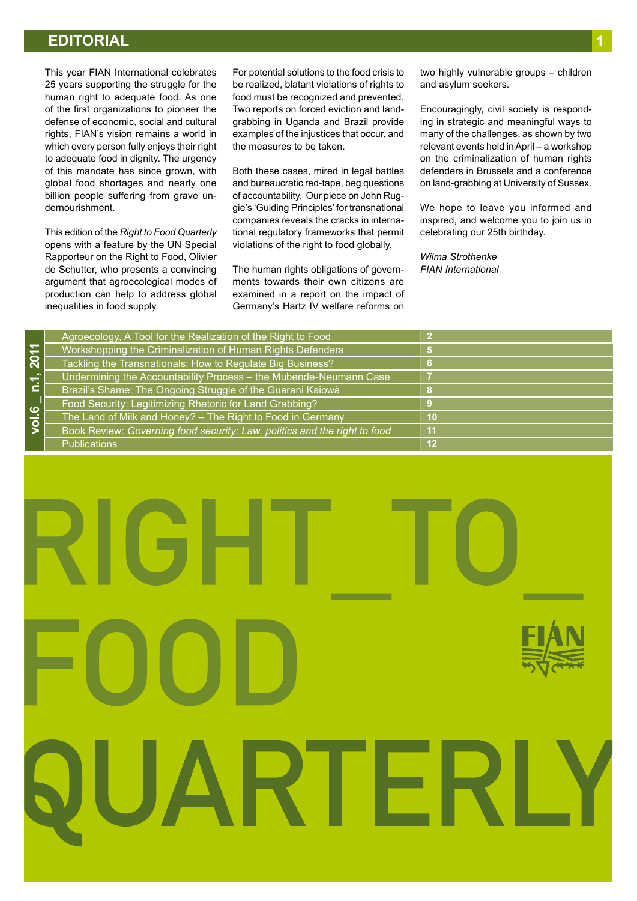# EDITORIAL

This year FIAN International celebrates 25 years supporting the struggle for the human right to adequate food. As one of the first organizations to pioneer the defense of economic, social and cultural rights, FIAN's vision remains a world in which every person fully enjoys their right to adequate food in dignity. The urgency of this mandate has since grown, with global food shortages and nearly one billion people suffering from grave undernourishment.

This edition of the *Right to Food Quarterly* opens with a feature by the UN Special Rapporteur on the Right to Food, Olivier de Schutter, who presents a convincing argument that agroecological modes of production can help to address global inequalities in food supply.

For potential solutions to the food crisis to be realized, blatant violations of rights to food must be recognized and prevented. Two reports on forced eviction and land-grabbing in Uganda and Brazil provide examples of the injustices that occur, and the measures to be taken.

Both these cases, mired in legal battles and bureaucratic red-tape, beg questions of accountability. Our piece on John Ruggie's 'Guiding Principles' for transnational companies reveals the cracks in international regulatory frameworks that permit violations of the right to food globally.

The human rights obligations of governments towards their own citizens are examined in a report on the impact of Germany's Hartz IV welfare reforms on two highly vulnerable groups – children and asylum seekers.

Encouragingly, civil society is responding in strategic and meaningful ways to many of the challenges, as shown by two relevant events held in April – a workshop on the criminalization of human rights defenders in Brussels and a conference on land-grabbing at University of Sussex.

We hope to leave you informed and inspired, and welcome you to join us in celebrating our 25th birthday.

*Wilma Strothenke*
*FIAN International*

vol.6 _ n.1, 2011

| Contents | Page |
|---|---|
| Agroecology, A Tool for the Realization of the Right to Food | 2 |
| Workshopping the Criminalization of Human Rights Defenders | 5 |
| Tackling the Transnationals: How to Regulate Big Business? | 6 |
| Undermining the Accountability Process – the Mubende-Neumann Case | 7 |
| Brazil's Shame: The Ongoing Struggle of the Guarani Kaiowà | 8 |
| Food Security: Legitimizing Rhetoric for Land Grabbing? | 9 |
| The Land of Milk and Honey? – The Right to Food in Germany | 10 |
| Book Review: *Governing food security: Law, politics and the right to food* | 11 |
| Publications | 12 |

# RIGHT_TO_FOOD QUARTERLY

FIAN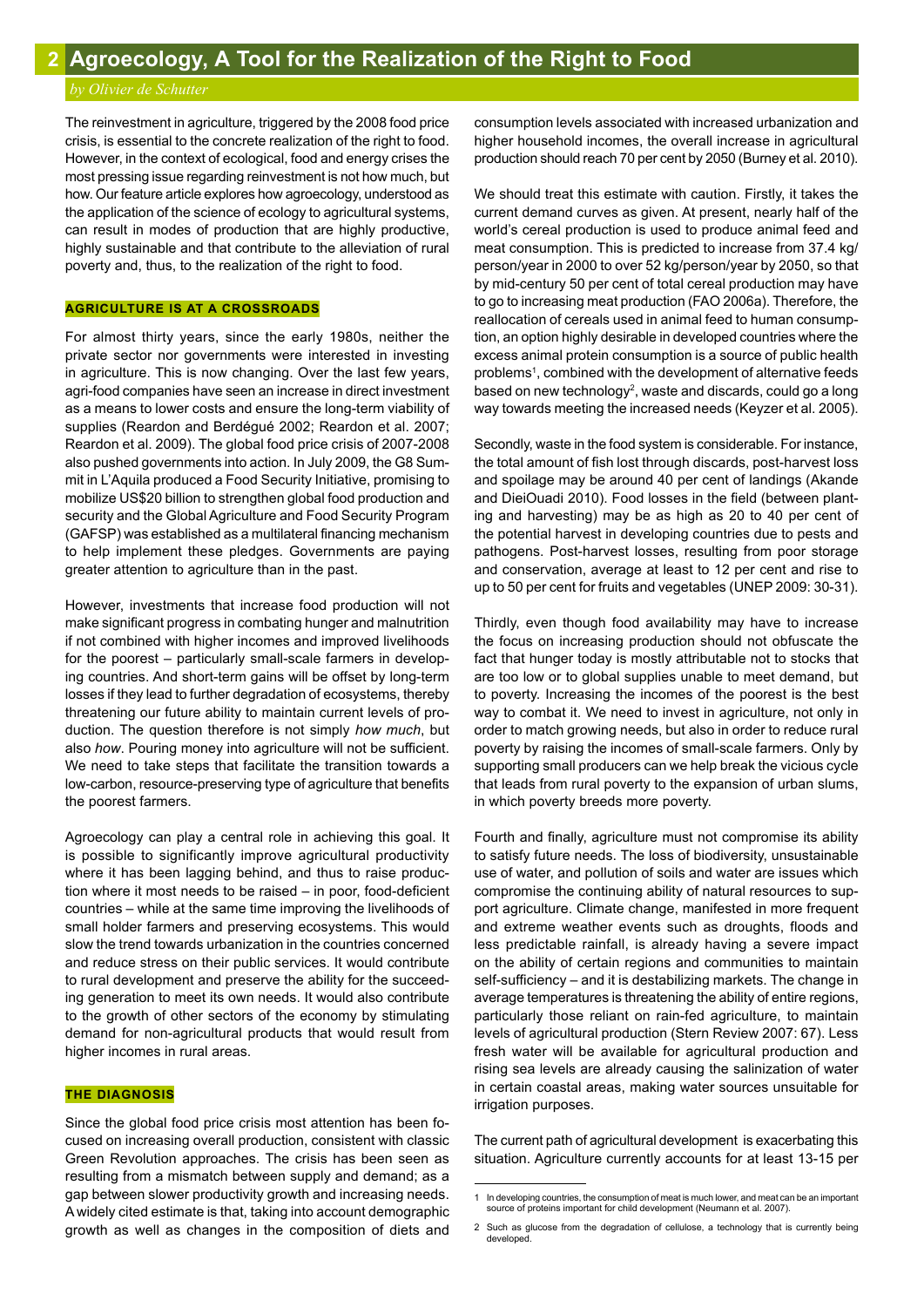# 2 Agroecology, A Tool for the Realization of the Right to Food

*by Olivier de Schutter*

The reinvestment in agriculture, triggered by the 2008 food price crisis, is essential to the concrete realization of the right to food. However, in the context of ecological, food and energy crises the most pressing issue regarding reinvestment is not how much, but how. Our feature article explores how agroecology, understood as the application of the science of ecology to agricultural systems, can result in modes of production that are highly productive, highly sustainable and that contribute to the alleviation of rural poverty and, thus, to the realization of the right to food.

### AGRICULTURE IS AT A CROSSROADS

For almost thirty years, since the early 1980s, neither the private sector nor governments were interested in investing in agriculture. This is now changing. Over the last few years, agri-food companies have seen an increase in direct investment as a means to lower costs and ensure the long-term viability of supplies (Reardon and Berdégué 2002; Reardon et al. 2007; Reardon et al. 2009). The global food price crisis of 2007-2008 also pushed governments into action. In July 2009, the G8 Summit in L'Aquila produced a Food Security Initiative, promising to mobilize US$20 billion to strengthen global food production and security and the Global Agriculture and Food Security Program (GAFSP) was established as a multilateral financing mechanism to help implement these pledges. Governments are paying greater attention to agriculture than in the past.

However, investments that increase food production will not make significant progress in combating hunger and malnutrition if not combined with higher incomes and improved livelihoods for the poorest – particularly small-scale farmers in developing countries. And short-term gains will be offset by long-term losses if they lead to further degradation of ecosystems, thereby threatening our future ability to maintain current levels of production. The question therefore is not simply *how much*, but also *how*. Pouring money into agriculture will not be sufficient. We need to take steps that facilitate the transition towards a low-carbon, resource-preserving type of agriculture that benefits the poorest farmers.

Agroecology can play a central role in achieving this goal. It is possible to significantly improve agricultural productivity where it has been lagging behind, and thus to raise production where it most needs to be raised – in poor, food-deficient countries – while at the same time improving the livelihoods of small holder farmers and preserving ecosystems. This would slow the trend towards urbanization in the countries concerned and reduce stress on their public services. It would contribute to rural development and preserve the ability for the succeeding generation to meet its own needs. It would also contribute to the growth of other sectors of the economy by stimulating demand for non-agricultural products that would result from higher incomes in rural areas.

### THE DIAGNOSIS

Since the global food price crisis most attention has been focused on increasing overall production, consistent with classic Green Revolution approaches. The crisis has been seen as resulting from a mismatch between supply and demand; as a gap between slower productivity growth and increasing needs. A widely cited estimate is that, taking into account demographic growth as well as changes in the composition of diets and consumption levels associated with increased urbanization and higher household incomes, the overall increase in agricultural production should reach 70 per cent by 2050 (Burney et al. 2010).

We should treat this estimate with caution. Firstly, it takes the current demand curves as given. At present, nearly half of the world's cereal production is used to produce animal feed and meat consumption. This is predicted to increase from 37.4 kg/person/year in 2000 to over 52 kg/person/year by 2050, so that by mid-century 50 per cent of total cereal production may have to go to increasing meat production (FAO 2006a). Therefore, the reallocation of cereals used in animal feed to human consumption, an option highly desirable in developed countries where the excess animal protein consumption is a source of public health problems[1], combined with the development of alternative feeds based on new technology[2], waste and discards, could go a long way towards meeting the increased needs (Keyzer et al. 2005).

Secondly, waste in the food system is considerable. For instance, the total amount of fish lost through discards, post-harvest loss and spoilage may be around 40 per cent of landings (Akande and DieiOuadi 2010). Food losses in the field (between planting and harvesting) may be as high as 20 to 40 per cent of the potential harvest in developing countries due to pests and pathogens. Post-harvest losses, resulting from poor storage and conservation, average at least to 12 per cent and rise to up to 50 per cent for fruits and vegetables (UNEP 2009: 30-31).

Thirdly, even though food availability may have to increase the focus on increasing production should not obfuscate the fact that hunger today is mostly attributable not to stocks that are too low or to global supplies unable to meet demand, but to poverty. Increasing the incomes of the poorest is the best way to combat it. We need to invest in agriculture, not only in order to match growing needs, but also in order to reduce rural poverty by raising the incomes of small-scale farmers. Only by supporting small producers can we help break the vicious cycle that leads from rural poverty to the expansion of urban slums, in which poverty breeds more poverty.

Fourth and finally, agriculture must not compromise its ability to satisfy future needs. The loss of biodiversity, unsustainable use of water, and pollution of soils and water are issues which compromise the continuing ability of natural resources to support agriculture. Climate change, manifested in more frequent and extreme weather events such as droughts, floods and less predictable rainfall, is already having a severe impact on the ability of certain regions and communities to maintain self-sufficiency – and it is destabilizing markets. The change in average temperatures is threatening the ability of entire regions, particularly those reliant on rain-fed agriculture, to maintain levels of agricultural production (Stern Review 2007: 67). Less fresh water will be available for agricultural production and rising sea levels are already causing the salinization of water in certain coastal areas, making water sources unsuitable for irrigation purposes.

The current path of agricultural development is exacerbating this situation. Agriculture currently accounts for at least 13-15 per

---

1 In developing countries, the consumption of meat is much lower, and meat can be an important source of proteins important for child development (Neumann et al. 2007).

2 Such as glucose from the degradation of cellulose, a technology that is currently being developed.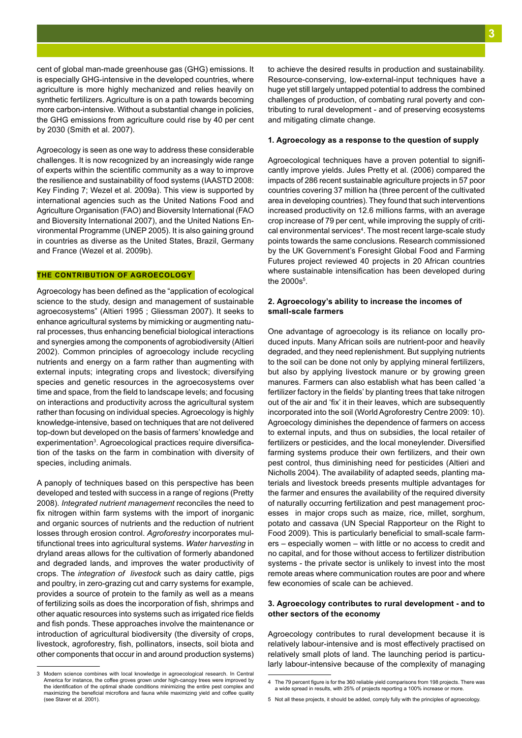cent of global man-made greenhouse gas (GHG) emissions. It is especially GHG-intensive in the developed countries, where agriculture is more highly mechanized and relies heavily on synthetic fertilizers. Agriculture is on a path towards becoming more carbon-intensive. Without a substantial change in policies, the GHG emissions from agriculture could rise by 40 per cent by 2030 (Smith et al. 2007).

Agroecology is seen as one way to address these considerable challenges. It is now recognized by an increasingly wide range of experts within the scientific community as a way to improve the resilience and sustainability of food systems (IAASTD 2008: Key Finding 7; Wezel et al. 2009a). This view is supported by international agencies such as the United Nations Food and Agriculture Organisation (FAO) and Bioversity International (FAO and Bioversity International 2007), and the United Nations Environmental Programme (UNEP 2005). It is also gaining ground in countries as diverse as the United States, Brazil, Germany and France (Wezel et al. 2009b).

## THE CONTRIBUTION OF AGROECOLOGY

Agroecology has been defined as the "application of ecological science to the study, design and management of sustainable agroecosystems" (Altieri 1995 ; Gliessman 2007). It seeks to enhance agricultural systems by mimicking or augmenting natural processes, thus enhancing beneficial biological interactions and synergies among the components of agrobiodiversity (Altieri 2002). Common principles of agroecology include recycling nutrients and energy on a farm rather than augmenting with external inputs; integrating crops and livestock; diversifying species and genetic resources in the agroecosystems over time and space, from the field to landscape levels; and focusing on interactions and productivity across the agricultural system rather than focusing on individual species. Agroecology is highly knowledge-intensive, based on techniques that are not delivered top-down but developed on the basis of farmers' knowledge and experimentation[3]. Agroecological practices require diversification of the tasks on the farm in combination with diversity of species, including animals.

A panoply of techniques based on this perspective has been developed and tested with success in a range of regions (Pretty 2008). *Integrated nutrient management* reconciles the need to fix nitrogen within farm systems with the import of inorganic and organic sources of nutrients and the reduction of nutrient losses through erosion control. *Agroforestry* incorporates multifunctional trees into agricultural systems. *Water harvesting* in dryland areas allows for the cultivation of formerly abandoned and degraded lands, and improves the water productivity of crops. The *integration of livestock* such as dairy cattle, pigs and poultry, in zero-grazing cut and carry systems for example, provides a source of protein to the family as well as a means of fertilizing soils as does the incorporation of fish, shrimps and other aquatic resources into systems such as irrigated rice fields and fish ponds. These approaches involve the maintenance or introduction of agricultural biodiversity (the diversity of crops, livestock, agroforestry, fish, pollinators, insects, soil biota and other components that occur in and around production systems) to achieve the desired results in production and sustainability. Resource-conserving, low-external-input techniques have a huge yet still largely untapped potential to address the combined challenges of production, of combating rural poverty and contributing to rural development - and of preserving ecosystems and mitigating climate change.

### 1. Agroecology as a response to the question of supply

Agroecological techniques have a proven potential to significantly improve yields. Jules Pretty et al. (2006) compared the impacts of 286 recent sustainable agriculture projects in 57 poor countries covering 37 million ha (three percent of the cultivated area in developing countries). They found that such interventions increased productivity on 12.6 millions farms, with an average crop increase of 79 per cent, while improving the supply of critical environmental services[4]. The most recent large-scale study points towards the same conclusions. Research commissioned by the UK Government's Foresight Global Food and Farming Futures project reviewed 40 projects in 20 African countries where sustainable intensification has been developed during the 2000s[5].

### 2. Agroecology's ability to increase the incomes of small-scale farmers

One advantage of agroecology is its reliance on locally produced inputs. Many African soils are nutrient-poor and heavily degraded, and they need replenishment. But supplying nutrients to the soil can be done not only by applying mineral fertilizers, but also by applying livestock manure or by growing green manures. Farmers can also establish what has been called 'a fertilizer factory in the fields' by planting trees that take nitrogen out of the air and 'fix' it in their leaves, which are subsequently incorporated into the soil (World Agroforestry Centre 2009: 10). Agroecology diminishes the dependence of farmers on access to external inputs, and thus on subsidies, the local retailer of fertilizers or pesticides, and the local moneylender. Diversified farming systems produce their own fertilizers, and their own pest control, thus diminishing need for pesticides (Altieri and Nicholls 2004). The availability of adapted seeds, planting materials and livestock breeds presents multiple advantages for the farmer and ensures the availability of the required diversity of naturally occurring fertilization and pest management processes in major crops such as maize, rice, millet, sorghum, potato and cassava (UN Special Rapporteur on the Right to Food 2009). This is particularly beneficial to small-scale farmers – especially women – with little or no access to credit and no capital, and for those without access to fertilizer distribution systems - the private sector is unlikely to invest into the most remote areas where communication routes are poor and where few economies of scale can be achieved.

### 3. Agroecology contributes to rural development - and to other sectors of the economy

Agroecology contributes to rural development because it is relatively labour-intensive and is most effectively practised on relatively small plots of land. The launching period is particularly labour-intensive because of the complexity of managing

---

3 Modern science combines with local knowledge in agroecological research. In Central America for instance, the coffee groves grown under high-canopy trees were improved by the identification of the optimal shade conditions minimizing the entire pest complex and maximizing the beneficial microflora and fauna while maximizing yield and coffee quality (see Staver et al. 2001).

4 The 79 percent figure is for the 360 reliable yield comparisons from 198 projects. There was a wide spread in results, with 25% of projects reporting a 100% increase or more.

5 Not all these projects, it should be added, comply fully with the principles of agroecology.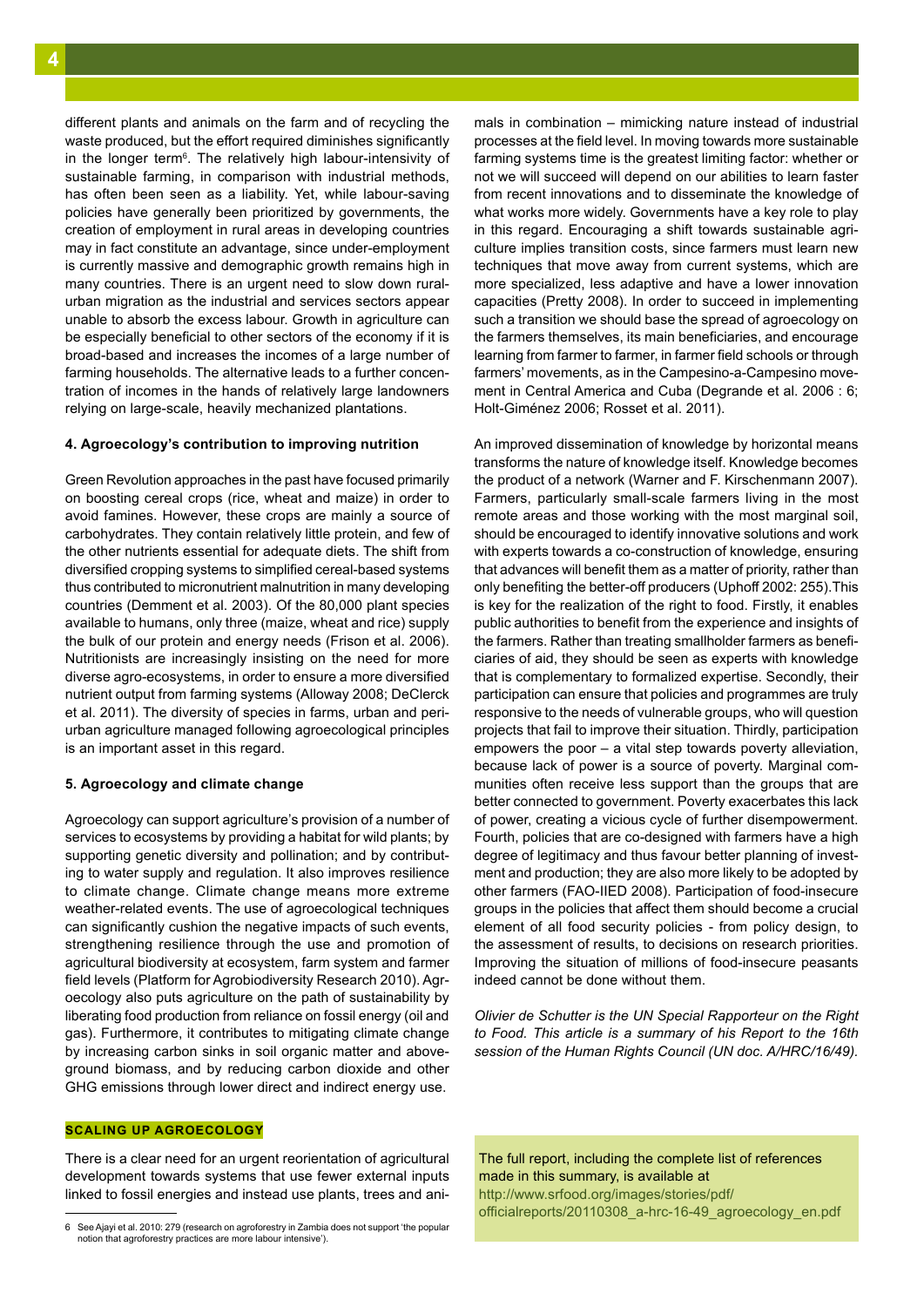different plants and animals on the farm and of recycling the waste produced, but the effort required diminishes significantly in the longer term[6]. The relatively high labour-intensivity of sustainable farming, in comparison with industrial methods, has often been seen as a liability. Yet, while labour-saving policies have generally been prioritized by governments, the creation of employment in rural areas in developing countries may in fact constitute an advantage, since under-employment is currently massive and demographic growth remains high in many countries. There is an urgent need to slow down rural-urban migration as the industrial and services sectors appear unable to absorb the excess labour. Growth in agriculture can be especially beneficial to other sectors of the economy if it is broad-based and increases the incomes of a large number of farming households. The alternative leads to a further concentration of incomes in the hands of relatively large landowners relying on large-scale, heavily mechanized plantations.

#### 4. Agroecology's contribution to improving nutrition

Green Revolution approaches in the past have focused primarily on boosting cereal crops (rice, wheat and maize) in order to avoid famines. However, these crops are mainly a source of carbohydrates. They contain relatively little protein, and few of the other nutrients essential for adequate diets. The shift from diversified cropping systems to simplified cereal-based systems thus contributed to micronutrient malnutrition in many developing countries (Demment et al. 2003). Of the 80,000 plant species available to humans, only three (maize, wheat and rice) supply the bulk of our protein and energy needs (Frison et al. 2006). Nutritionists are increasingly insisting on the need for more diverse agro-ecosystems, in order to ensure a more diversified nutrient output from farming systems (Alloway 2008; DeClerck et al. 2011). The diversity of species in farms, urban and peri-urban agriculture managed following agroecological principles is an important asset in this regard.

#### 5. Agroecology and climate change

Agroecology can support agriculture's provision of a number of services to ecosystems by providing a habitat for wild plants; by supporting genetic diversity and pollination; and by contributing to water supply and regulation. It also improves resilience to climate change. Climate change means more extreme weather-related events. The use of agroecological techniques can significantly cushion the negative impacts of such events, strengthening resilience through the use and promotion of agricultural biodiversity at ecosystem, farm system and farmer field levels (Platform for Agrobiodiversity Research 2010). Agroecology also puts agriculture on the path of sustainability by liberating food production from reliance on fossil energy (oil and gas). Furthermore, it contributes to mitigating climate change by increasing carbon sinks in soil organic matter and above-ground biomass, and by reducing carbon dioxide and other GHG emissions through lower direct and indirect energy use.

### SCALING UP AGROECOLOGY

There is a clear need for an urgent reorientation of agricultural development towards systems that use fewer external inputs linked to fossil energies and instead use plants, trees and animals in combination – mimicking nature instead of industrial processes at the field level. In moving towards more sustainable farming systems time is the greatest limiting factor: whether or not we will succeed will depend on our abilities to learn faster from recent innovations and to disseminate the knowledge of what works more widely. Governments have a key role to play in this regard. Encouraging a shift towards sustainable agriculture implies transition costs, since farmers must learn new techniques that move away from current systems, which are more specialized, less adaptive and have a lower innovation capacities (Pretty 2008). In order to succeed in implementing such a transition we should base the spread of agroecology on the farmers themselves, its main beneficiaries, and encourage learning from farmer to farmer, in farmer field schools or through farmers' movements, as in the Campesino-a-Campesino movement in Central America and Cuba (Degrande et al. 2006 : 6; Holt-Giménez 2006; Rosset et al. 2011).

An improved dissemination of knowledge by horizontal means transforms the nature of knowledge itself. Knowledge becomes the product of a network (Warner and F. Kirschenmann 2007). Farmers, particularly small-scale farmers living in the most remote areas and those working with the most marginal soil, should be encouraged to identify innovative solutions and work with experts towards a co-construction of knowledge, ensuring that advances will benefit them as a matter of priority, rather than only benefiting the better-off producers (Uphoff 2002: 255).This is key for the realization of the right to food. Firstly, it enables public authorities to benefit from the experience and insights of the farmers. Rather than treating smallholder farmers as beneficiaries of aid, they should be seen as experts with knowledge that is complementary to formalized expertise. Secondly, their participation can ensure that policies and programmes are truly responsive to the needs of vulnerable groups, who will question projects that fail to improve their situation. Thirdly, participation empowers the poor – a vital step towards poverty alleviation, because lack of power is a source of poverty. Marginal communities often receive less support than the groups that are better connected to government. Poverty exacerbates this lack of power, creating a vicious cycle of further disempowerment. Fourth, policies that are co-designed with farmers have a high degree of legitimacy and thus favour better planning of investment and production; they are also more likely to be adopted by other farmers (FAO-IIED 2008). Participation of food-insecure groups in the policies that affect them should become a crucial element of all food security policies - from policy design, to the assessment of results, to decisions on research priorities. Improving the situation of millions of food-insecure peasants indeed cannot be done without them.

*Olivier de Schutter is the UN Special Rapporteur on the Right to Food. This article is a summary of his Report to the 16th session of the Human Rights Council (UN doc. A/HRC/16/49).*

The full report, including the complete list of references made in this summary, is available at http://www.srfood.org/images/stories/pdf/officialreports/20110308_a-hrc-16-49_agroecology_en.pdf

---

6 See Ajayi et al. 2010: 279 (research on agroforestry in Zambia does not support 'the popular notion that agroforestry practices are more labour intensive').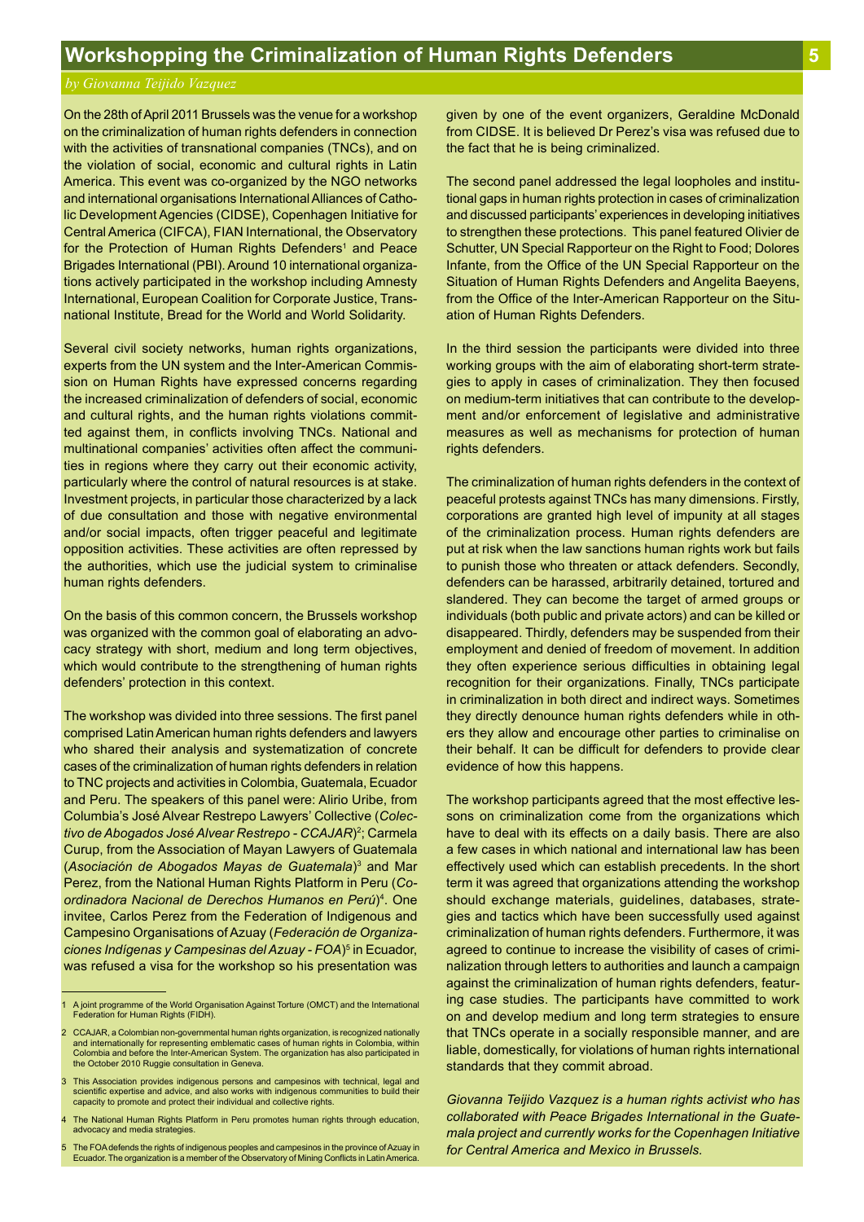# Workshopping the Criminalization of Human Rights Defenders

*by Giovanna Teijido Vazquez*

On the 28th of April 2011 Brussels was the venue for a workshop on the criminalization of human rights defenders in connection with the activities of transnational companies (TNCs), and on the violation of social, economic and cultural rights in Latin America. This event was co-organized by the NGO networks and international organisations International Alliances of Catholic Development Agencies (CIDSE), Copenhagen Initiative for Central America (CIFCA), FIAN International, the Observatory for the Protection of Human Rights Defenders[1] and Peace Brigades International (PBI). Around 10 international organizations actively participated in the workshop including Amnesty International, European Coalition for Corporate Justice, Transnational Institute, Bread for the World and World Solidarity.

Several civil society networks, human rights organizations, experts from the UN system and the Inter-American Commission on Human Rights have expressed concerns regarding the increased criminalization of defenders of social, economic and cultural rights, and the human rights violations committed against them, in conflicts involving TNCs. National and multinational companies' activities often affect the communities in regions where they carry out their economic activity, particularly where the control of natural resources is at stake. Investment projects, in particular those characterized by a lack of due consultation and those with negative environmental and/or social impacts, often trigger peaceful and legitimate opposition activities. These activities are often repressed by the authorities, which use the judicial system to criminalise human rights defenders.

On the basis of this common concern, the Brussels workshop was organized with the common goal of elaborating an advocacy strategy with short, medium and long term objectives, which would contribute to the strengthening of human rights defenders' protection in this context.

The workshop was divided into three sessions. The first panel comprised Latin American human rights defenders and lawyers who shared their analysis and systematization of concrete cases of the criminalization of human rights defenders in relation to TNC projects and activities in Colombia, Guatemala, Ecuador and Peru. The speakers of this panel were: Alirio Uribe, from Columbia's José Alvear Restrepo Lawyers' Collective (*Colectivo de Abogados José Alvear Restrepo - CCAJAR*)[2]; Carmela Curup, from the Association of Mayan Lawyers of Guatemala (*Asociación de Abogados Mayas de Guatemala*)[3] and Mar Perez, from the National Human Rights Platform in Peru (*Coordinadora Nacional de Derechos Humanos en Perú*)[4]. One invitee, Carlos Perez from the Federation of Indigenous and Campesino Organisations of Azuay (*Federación de Organizaciones Indígenas y Campesinas del Azuay - FOA*)[5] in Ecuador, was refused a visa for the workshop so his presentation was given by one of the event organizers, Geraldine McDonald from CIDSE. It is believed Dr Perez's visa was refused due to the fact that he is being criminalized.

The second panel addressed the legal loopholes and institutional gaps in human rights protection in cases of criminalization and discussed participants' experiences in developing initiatives to strengthen these protections. This panel featured Olivier de Schutter, UN Special Rapporteur on the Right to Food; Dolores Infante, from the Office of the UN Special Rapporteur on the Situation of Human Rights Defenders and Angelita Baeyens, from the Office of the Inter-American Rapporteur on the Situation of Human Rights Defenders.

In the third session the participants were divided into three working groups with the aim of elaborating short-term strategies to apply in cases of criminalization. They then focused on medium-term initiatives that can contribute to the development and/or enforcement of legislative and administrative measures as well as mechanisms for protection of human rights defenders.

The criminalization of human rights defenders in the context of peaceful protests against TNCs has many dimensions. Firstly, corporations are granted high level of impunity at all stages of the criminalization process. Human rights defenders are put at risk when the law sanctions human rights work but fails to punish those who threaten or attack defenders. Secondly, defenders can be harassed, arbitrarily detained, tortured and slandered. They can become the target of armed groups or individuals (both public and private actors) and can be killed or disappeared. Thirdly, defenders may be suspended from their employment and denied of freedom of movement. In addition they often experience serious difficulties in obtaining legal recognition for their organizations. Finally, TNCs participate in criminalization in both direct and indirect ways. Sometimes they directly denounce human rights defenders while in others they allow and encourage other parties to criminalise on their behalf. It can be difficult for defenders to provide clear evidence of how this happens.

The workshop participants agreed that the most effective lessons on criminalization come from the organizations which have to deal with its effects on a daily basis. There are also a few cases in which national and international law has been effectively used which can establish precedents. In the short term it was agreed that organizations attending the workshop should exchange materials, guidelines, databases, strategies and tactics which have been successfully used against criminalization of human rights defenders. Furthermore, it was agreed to continue to increase the visibility of cases of criminalization through letters to authorities and launch a campaign against the criminalization of human rights defenders, featuring case studies. The participants have committed to work on and develop medium and long term strategies to ensure that TNCs operate in a socially responsible manner, and are liable, domestically, for violations of human rights international standards that they commit abroad.

*Giovanna Teijido Vazquez is a human rights activist who has collaborated with Peace Brigades International in the Guatemala project and currently works for the Copenhagen Initiative for Central America and Mexico in Brussels.*

---

1 A joint programme of the World Organisation Against Torture (OMCT) and the International Federation for Human Rights (FIDH).

2 CCAJAR, a Colombian non-governmental human rights organization, is recognized nationally and internationally for representing emblematic cases of human rights in Colombia, within Colombia and before the Inter-American System. The organization has also participated in the October 2010 Ruggie consultation in Geneva.

3 This Association provides indigenous persons and campesinos with technical, legal and scientific expertise and advice, and also works with indigenous communities to build their capacity to promote and protect their individual and collective rights.

4 The National Human Rights Platform in Peru promotes human rights through education, advocacy and media strategies.

5 The FOA defends the rights of indigenous peoples and campesinos in the province of Azuay in Ecuador. The organization is a member of the Observatory of Mining Conflicts in Latin America.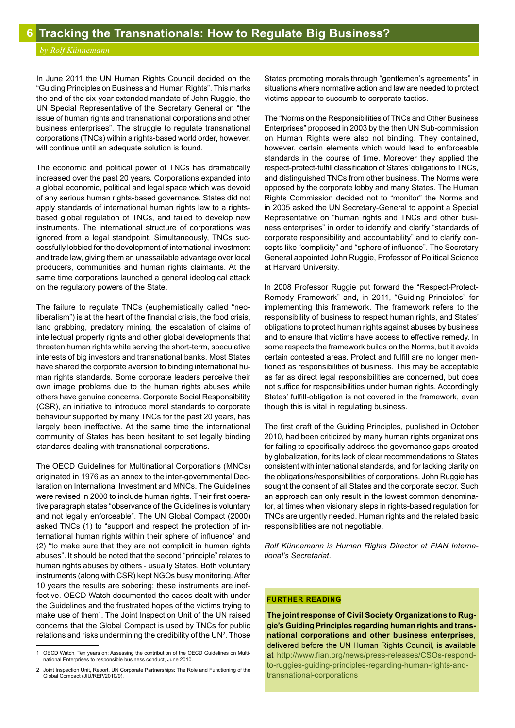# 6 Tracking the Transnationals: How to Regulate Big Business?

*by Rolf Künnemann*

In June 2011 the UN Human Rights Council decided on the "Guiding Principles on Business and Human Rights". This marks the end of the six-year extended mandate of John Ruggie, the UN Special Representative of the Secretary General on "the issue of human rights and transnational corporations and other business enterprises". The struggle to regulate transnational corporations (TNCs) within a rights-based world order, however, will continue until an adequate solution is found.

The economic and political power of TNCs has dramatically increased over the past 20 years. Corporations expanded into a global economic, political and legal space which was devoid of any serious human rights-based governance. States did not apply standards of international human rights law to a rights-based global regulation of TNCs, and failed to develop new instruments. The international structure of corporations was ignored from a legal standpoint. Simultaneously, TNCs successfully lobbied for the development of international investment and trade law, giving them an unassailable advantage over local producers, communities and human rights claimants. At the same time corporations launched a general ideological attack on the regulatory powers of the State.

The failure to regulate TNCs (euphemistically called "neo-liberalism") is at the heart of the financial crisis, the food crisis, land grabbing, predatory mining, the escalation of claims of intellectual property rights and other global developments that threaten human rights while serving the short-term, speculative interests of big investors and transnational banks. Most States have shared the corporate aversion to binding international human rights standards. Some corporate leaders perceive their own image problems due to the human rights abuses while others have genuine concerns. Corporate Social Responsibility (CSR), an initiative to introduce moral standards to corporate behaviour supported by many TNCs for the past 20 years, has largely been ineffective. At the same time the international community of States has been hesitant to set legally binding standards dealing with transnational corporations.

The OECD Guidelines for Multinational Corporations (MNCs) originated in 1976 as an annex to the inter-governmental Declaration on International Investment and MNCs. The Guidelines were revised in 2000 to include human rights. Their first operative paragraph states "observance of the Guidelines is voluntary and not legally enforceable". The UN Global Compact (2000) asked TNCs (1) to "support and respect the protection of international human rights within their sphere of influence" and (2) "to make sure that they are not complicit in human rights abuses". It should be noted that the second "principle" relates to human rights abuses by others - usually States. Both voluntary instruments (along with CSR) kept NGOs busy monitoring. After 10 years the results are sobering; these instruments are ineffective. OECD Watch documented the cases dealt with under the Guidelines and the frustrated hopes of the victims trying to make use of them[1]. The Joint Inspection Unit of the UN raised concerns that the Global Compact is used by TNCs for public relations and risks undermining the credibility of the UN[2]. Those States promoting morals through "gentlemen's agreements" in situations where normative action and law are needed to protect victims appear to succumb to corporate tactics.

The "Norms on the Responsibilities of TNCs and Other Business Enterprises" proposed in 2003 by the then UN Sub-commission on Human Rights were also not binding. They contained, however, certain elements which would lead to enforceable standards in the course of time. Moreover they applied the respect-protect-fulfill classification of States' obligations to TNCs, and distinguished TNCs from other business. The Norms were opposed by the corporate lobby and many States. The Human Rights Commission decided not to "monitor" the Norms and in 2005 asked the UN Secretary-General to appoint a Special Representative on "human rights and TNCs and other business enterprises" in order to identify and clarify "standards of corporate responsibility and accountability" and to clarify concepts like "complicity" and "sphere of influence". The Secretary General appointed John Ruggie, Professor of Political Science at Harvard University.

In 2008 Professor Ruggie put forward the "Respect-Protect-Remedy Framework" and, in 2011, "Guiding Principles" for implementing this framework. The framework refers to the responsibility of business to respect human rights, and States' obligations to protect human rights against abuses by business and to ensure that victims have access to effective remedy. In some respects the framework builds on the Norms, but it avoids certain contested areas. Protect and fulfill are no longer mentioned as responsibilities of business. This may be acceptable as far as direct legal responsibilities are concerned, but does not suffice for responsibilities under human rights. Accordingly States' fulfill-obligation is not covered in the framework, even though this is vital in regulating business.

The first draft of the Guiding Principles, published in October 2010, had been criticized by many human rights organizations for failing to specifically address the governance gaps created by globalization, for its lack of clear recommendations to States consistent with international standards, and for lacking clarity on the obligations/responsibilities of corporations. John Ruggie has sought the consent of all States and the corporate sector. Such an approach can only result in the lowest common denominator, at times when visionary steps in rights-based regulation for TNCs are urgently needed. Human rights and the related basic responsibilities are not negotiable.

*Rolf Künnemann is Human Rights Director at FIAN International's Secretariat.*

**FURTHER READING**

**The joint response of Civil Society Organizations to Ruggie's Guiding Principles regarding human rights and transnational corporations and other business enterprises**, delivered before the UN Human Rights Council, is available at http://www.fian.org/news/press-releases/CSOs-respond-to-ruggies-guiding-principles-regarding-human-rights-and-transnational-corporations

---

1 OECD Watch, Ten years on: Assessing the contribution of the OECD Guidelines on Multinational Enterprises to responsible business conduct, June 2010.

2 Joint Inspection Unit, Report, UN Corporate Partnerships: The Role and Functioning of the Global Compact (JIU/REP/2010/9).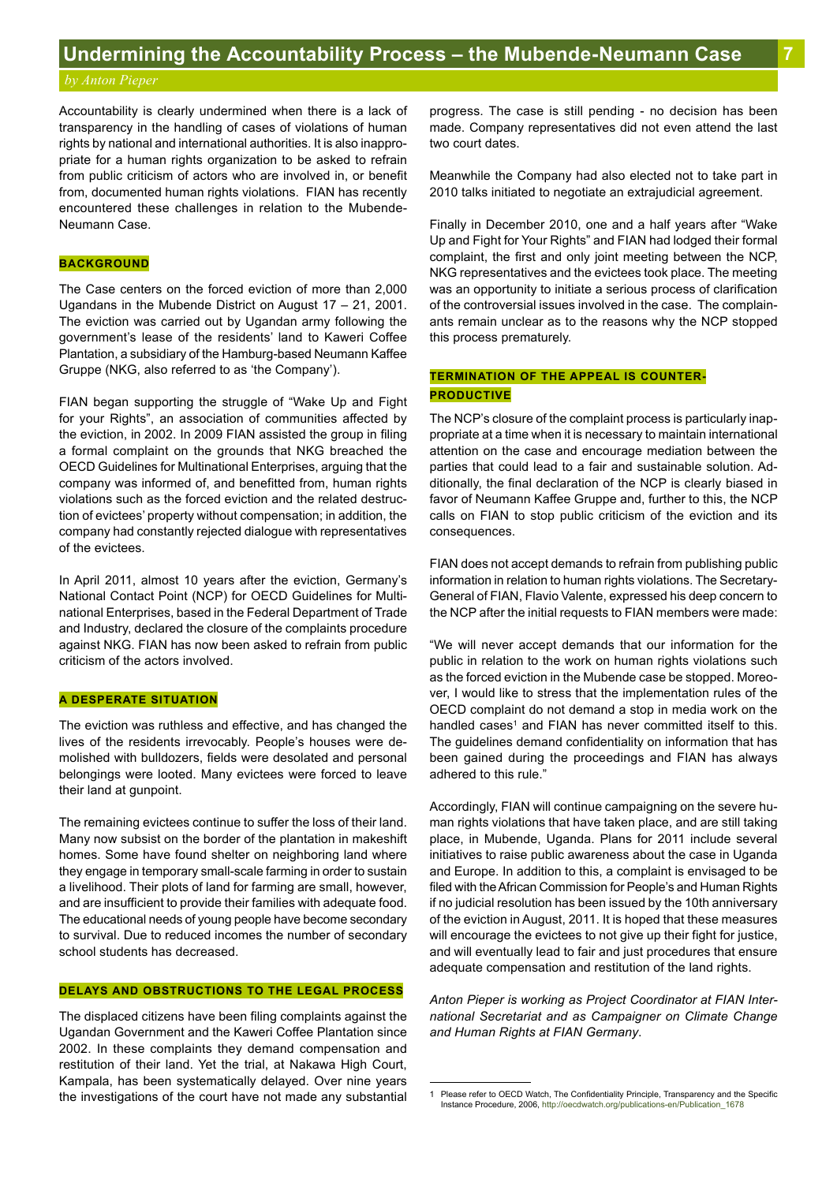# Undermining the Accountability Process – the Mubende-Neumann Case

*by Anton Pieper*

Accountability is clearly undermined when there is a lack of transparency in the handling of cases of violations of human rights by national and international authorities. It is also inappropriate for a human rights organization to be asked to refrain from public criticism of actors who are involved in, or benefit from, documented human rights violations. FIAN has recently encountered these challenges in relation to the Mubende-Neumann Case.

## BACKGROUND

The Case centers on the forced eviction of more than 2,000 Ugandans in the Mubende District on August 17 – 21, 2001. The eviction was carried out by Ugandan army following the government's lease of the residents' land to Kaweri Coffee Plantation, a subsidiary of the Hamburg-based Neumann Kaffee Gruppe (NKG, also referred to as 'the Company').

FIAN began supporting the struggle of "Wake Up and Fight for your Rights", an association of communities affected by the eviction, in 2002. In 2009 FIAN assisted the group in filing a formal complaint on the grounds that NKG breached the OECD Guidelines for Multinational Enterprises, arguing that the company was informed of, and benefitted from, human rights violations such as the forced eviction and the related destruction of evictees' property without compensation; in addition, the company had constantly rejected dialogue with representatives of the evictees.

In April 2011, almost 10 years after the eviction, Germany's National Contact Point (NCP) for OECD Guidelines for Multinational Enterprises, based in the Federal Department of Trade and Industry, declared the closure of the complaints procedure against NKG. FIAN has now been asked to refrain from public criticism of the actors involved.

## A DESPERATE SITUATION

The eviction was ruthless and effective, and has changed the lives of the residents irrevocably. People's houses were demolished with bulldozers, fields were desolated and personal belongings were looted. Many evictees were forced to leave their land at gunpoint.

The remaining evictees continue to suffer the loss of their land. Many now subsist on the border of the plantation in makeshift homes. Some have found shelter on neighboring land where they engage in temporary small-scale farming in order to sustain a livelihood. Their plots of land for farming are small, however, and are insufficient to provide their families with adequate food. The educational needs of young people have become secondary to survival. Due to reduced incomes the number of secondary school students has decreased.

## DELAYS AND OBSTRUCTIONS TO THE LEGAL PROCESS

The displaced citizens have been filing complaints against the Ugandan Government and the Kaweri Coffee Plantation since 2002. In these complaints they demand compensation and restitution of their land. Yet the trial, at Nakawa High Court, Kampala, has been systematically delayed. Over nine years the investigations of the court have not made any substantial progress. The case is still pending - no decision has been made. Company representatives did not even attend the last two court dates.

Meanwhile the Company had also elected not to take part in 2010 talks initiated to negotiate an extrajudicial agreement.

Finally in December 2010, one and a half years after "Wake Up and Fight for Your Rights" and FIAN had lodged their formal complaint, the first and only joint meeting between the NCP, NKG representatives and the evictees took place. The meeting was an opportunity to initiate a serious process of clarification of the controversial issues involved in the case. The complainants remain unclear as to the reasons why the NCP stopped this process prematurely.

## TERMINATION OF THE APPEAL IS COUNTER-PRODUCTIVE

The NCP's closure of the complaint process is particularly inappropriate at a time when it is necessary to maintain international attention on the case and encourage mediation between the parties that could lead to a fair and sustainable solution. Additionally, the final declaration of the NCP is clearly biased in favor of Neumann Kaffee Gruppe and, further to this, the NCP calls on FIAN to stop public criticism of the eviction and its consequences.

FIAN does not accept demands to refrain from publishing public information in relation to human rights violations. The Secretary-General of FIAN, Flavio Valente, expressed his deep concern to the NCP after the initial requests to FIAN members were made:

"We will never accept demands that our information for the public in relation to the work on human rights violations such as the forced eviction in the Mubende case be stopped. Moreover, I would like to stress that the implementation rules of the OECD complaint do not demand a stop in media work on the handled cases[1] and FIAN has never committed itself to this. The guidelines demand confidentiality on information that has been gained during the proceedings and FIAN has always adhered to this rule."

Accordingly, FIAN will continue campaigning on the severe human rights violations that have taken place, and are still taking place, in Mubende, Uganda. Plans for 2011 include several initiatives to raise public awareness about the case in Uganda and Europe. In addition to this, a complaint is envisaged to be filed with the African Commission for People's and Human Rights if no judicial resolution has been issued by the 10th anniversary of the eviction in August, 2011. It is hoped that these measures will encourage the evictees to not give up their fight for justice, and will eventually lead to fair and just procedures that ensure adequate compensation and restitution of the land rights.

*Anton Pieper is working as Project Coordinator at FIAN International Secretariat and as Campaigner on Climate Change and Human Rights at FIAN Germany.*

---

[1] Please refer to OECD Watch, The Confidentiality Principle, Transparency and the Specific Instance Procedure, 2006, http://oecdwatch.org/publications-en/Publication_1678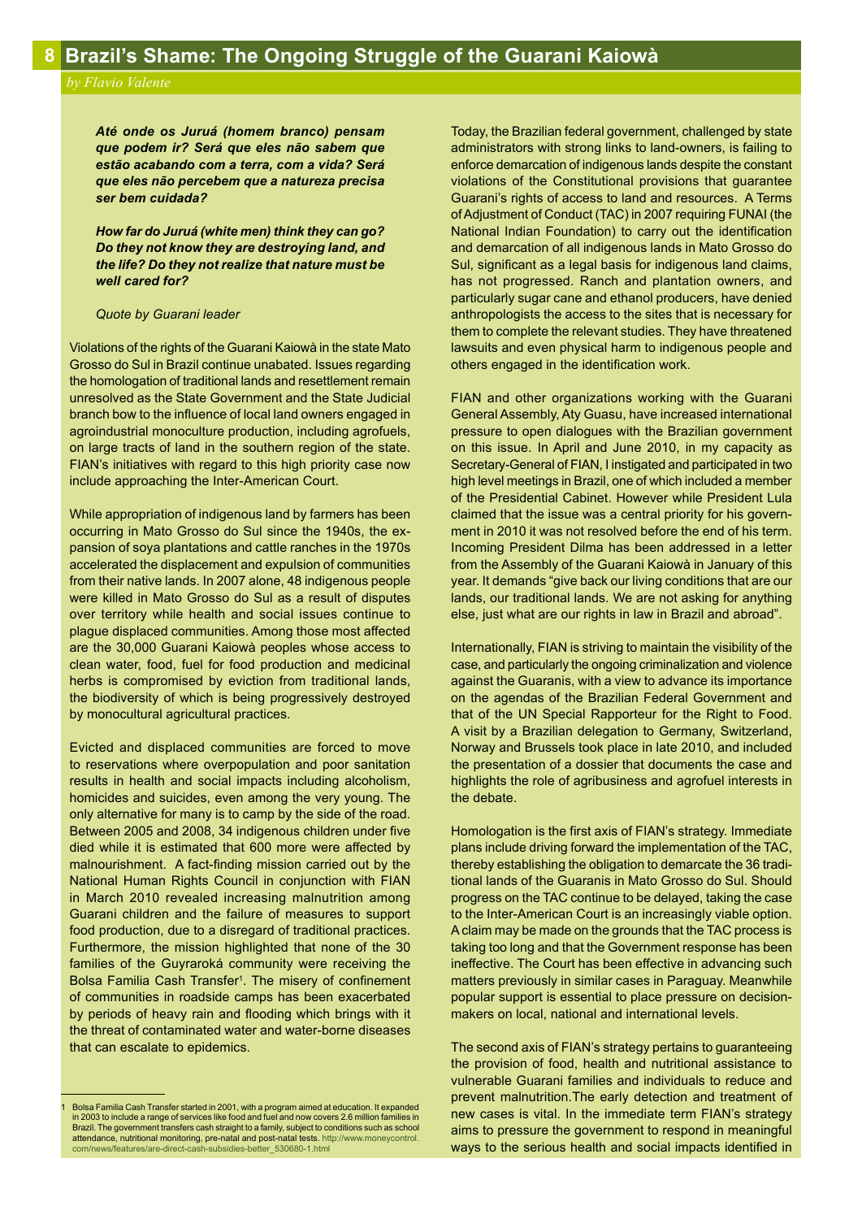# Brazil's Shame: The Ongoing Struggle of the Guarani Kaiowà

*by Flavio Valente*

> ***Até onde os Juruá (homem branco) pensam que podem ir? Será que eles não sabem que estão acabando com a terra, com a vida? Será que eles não percebem que a natureza precisa ser bem cuidada?***
>
> ***How far do Juruá (white men) think they can go? Do they not know they are destroying land, and the life? Do they not realize that nature must be well cared for?***
>
> *Quote by Guarani leader*

Violations of the rights of the Guarani Kaiowà in the state Mato Grosso do Sul in Brazil continue unabated. Issues regarding the homologation of traditional lands and resettlement remain unresolved as the State Government and the State Judicial branch bow to the influence of local land owners engaged in agroindustrial monoculture production, including agrofuels, on large tracts of land in the southern region of the state. FIAN's initiatives with regard to this high priority case now include approaching the Inter-American Court.

While appropriation of indigenous land by farmers has been occurring in Mato Grosso do Sul since the 1940s, the expansion of soya plantations and cattle ranches in the 1970s accelerated the displacement and expulsion of communities from their native lands. In 2007 alone, 48 indigenous people were killed in Mato Grosso do Sul as a result of disputes over territory while health and social issues continue to plague displaced communities. Among those most affected are the 30,000 Guarani Kaiowà peoples whose access to clean water, food, fuel for food production and medicinal herbs is compromised by eviction from traditional lands, the biodiversity of which is being progressively destroyed by monocultural agricultural practices.

Evicted and displaced communities are forced to move to reservations where overpopulation and poor sanitation results in health and social impacts including alcoholism, homicides and suicides, even among the very young. The only alternative for many is to camp by the side of the road. Between 2005 and 2008, 34 indigenous children under five died while it is estimated that 600 more were affected by malnourishment. A fact-finding mission carried out by the National Human Rights Council in conjunction with FIAN in March 2010 revealed increasing malnutrition among Guarani children and the failure of measures to support food production, due to a disregard of traditional practices. Furthermore, the mission highlighted that none of the 30 families of the Guyraroká community were receiving the Bolsa Familia Cash Transfer[1]. The misery of confinement of communities in roadside camps has been exacerbated by periods of heavy rain and flooding which brings with it the threat of contaminated water and water-borne diseases that can escalate to epidemics.

Today, the Brazilian federal government, challenged by state administrators with strong links to land-owners, is failing to enforce demarcation of indigenous lands despite the constant violations of the Constitutional provisions that guarantee Guarani's rights of access to land and resources. A Terms of Adjustment of Conduct (TAC) in 2007 requiring FUNAI (the National Indian Foundation) to carry out the identification and demarcation of all indigenous lands in Mato Grosso do Sul, significant as a legal basis for indigenous land claims, has not progressed. Ranch and plantation owners, and particularly sugar cane and ethanol producers, have denied anthropologists the access to the sites that is necessary for them to complete the relevant studies. They have threatened lawsuits and even physical harm to indigenous people and others engaged in the identification work.

FIAN and other organizations working with the Guarani General Assembly, Aty Guasu, have increased international pressure to open dialogues with the Brazilian government on this issue. In April and June 2010, in my capacity as Secretary-General of FIAN, I instigated and participated in two high level meetings in Brazil, one of which included a member of the Presidential Cabinet. However while President Lula claimed that the issue was a central priority for his government in 2010 it was not resolved before the end of his term. Incoming President Dilma has been addressed in a letter from the Assembly of the Guarani Kaiowà in January of this year. It demands "give back our living conditions that are our lands, our traditional lands. We are not asking for anything else, just what are our rights in law in Brazil and abroad".

Internationally, FIAN is striving to maintain the visibility of the case, and particularly the ongoing criminalization and violence against the Guaranis, with a view to advance its importance on the agendas of the Brazilian Federal Government and that of the UN Special Rapporteur for the Right to Food. A visit by a Brazilian delegation to Germany, Switzerland, Norway and Brussels took place in late 2010, and included the presentation of a dossier that documents the case and highlights the role of agribusiness and agrofuel interests in the debate.

Homologation is the first axis of FIAN's strategy. Immediate plans include driving forward the implementation of the TAC, thereby establishing the obligation to demarcate the 36 traditional lands of the Guaranis in Mato Grosso do Sul. Should progress on the TAC continue to be delayed, taking the case to the Inter-American Court is an increasingly viable option. A claim may be made on the grounds that the TAC process is taking too long and that the Government response has been ineffective. The Court has been effective in advancing such matters previously in similar cases in Paraguay. Meanwhile popular support is essential to place pressure on decision-makers on local, national and international levels.

The second axis of FIAN's strategy pertains to guaranteeing the provision of food, health and nutritional assistance to vulnerable Guarani families and individuals to reduce and prevent malnutrition.The early detection and treatment of new cases is vital. In the immediate term FIAN's strategy aims to pressure the government to respond in meaningful ways to the serious health and social impacts identified in

---

1 Bolsa Familia Cash Transfer started in 2001, with a program aimed at education. It expanded in 2003 to include a range of services like food and fuel and now covers 2.6 million families in Brazil. The government transfers cash straight to a family, subject to conditions such as school attendance, nutritional monitoring, pre-natal and post-natal tests. http://www.moneycontrol.com/news/features/are-direct-cash-subsidies-better_530680-1.html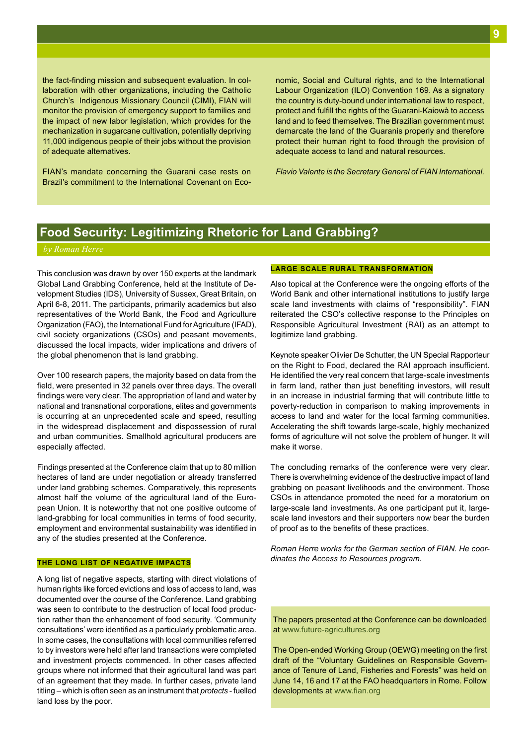the fact-finding mission and subsequent evaluation. In collaboration with other organizations, including the Catholic Church's Indigenous Missionary Council (CIMI), FIAN will monitor the provision of emergency support to families and the impact of new labor legislation, which provides for the mechanization in sugarcane cultivation, potentially depriving 11,000 indigenous people of their jobs without the provision of adequate alternatives.

FIAN's mandate concerning the Guarani case rests on Brazil's commitment to the International Covenant on Economic, Social and Cultural rights, and to the International Labour Organization (ILO) Convention 169. As a signatory the country is duty-bound under international law to respect, protect and fulfill the rights of the Guarani-Kaiowà to access land and to feed themselves. The Brazilian government must demarcate the land of the Guaranis properly and therefore protect their human right to food through the provision of adequate access to land and natural resources.

*Flavio Valente is the Secretary General of FIAN International.*

## Food Security: Legitimizing Rhetoric for Land Grabbing?

*by Roman Herre*

This conclusion was drawn by over 150 experts at the landmark Global Land Grabbing Conference, held at the Institute of Development Studies (IDS), University of Sussex, Great Britain, on April 6-8, 2011. The participants, primarily academics but also representatives of the World Bank, the Food and Agriculture Organization (FAO), the International Fund for Agriculture (IFAD), civil society organizations (CSOs) and peasant movements, discussed the local impacts, wider implications and drivers of the global phenomenon that is land grabbing.

Over 100 research papers, the majority based on data from the field, were presented in 32 panels over three days. The overall findings were very clear. The appropriation of land and water by national and transnational corporations, elites and governments is occurring at an unprecedented scale and speed, resulting in the widespread displacement and dispossession of rural and urban communities. Smallhold agricultural producers are especially affected.

Findings presented at the Conference claim that up to 80 million hectares of land are under negotiation or already transferred under land grabbing schemes. Comparatively, this represents almost half the volume of the agricultural land of the European Union. It is noteworthy that not one positive outcome of land-grabbing for local communities in terms of food security, employment and environmental sustainability was identified in any of the studies presented at the Conference.

### THE LONG LIST OF NEGATIVE IMPACTS

A long list of negative aspects, starting with direct violations of human rights like forced evictions and loss of access to land, was documented over the course of the Conference. Land grabbing was seen to contribute to the destruction of local food production rather than the enhancement of food security. 'Community consultations' were identified as a particularly problematic area. In some cases, the consultations with local communities referred to by investors were held after land transactions were completed and investment projects commenced. In other cases affected groups were not informed that their agricultural land was part of an agreement that they made. In further cases, private land titling – which is often seen as an instrument that *protects* - fuelled land loss by the poor.

### LARGE SCALE RURAL TRANSFORMATION

Also topical at the Conference were the ongoing efforts of the World Bank and other international institutions to justify large scale land investments with claims of "responsibility". FIAN reiterated the CSO's collective response to the Principles on Responsible Agricultural Investment (RAI) as an attempt to legitimize land grabbing.

Keynote speaker Olivier De Schutter, the UN Special Rapporteur on the Right to Food, declared the RAI approach insufficient. He identified the very real concern that large-scale investments in farm land, rather than just benefiting investors, will result in an increase in industrial farming that will contribute little to poverty-reduction in comparison to making improvements in access to land and water for the local farming communities. Accelerating the shift towards large-scale, highly mechanized forms of agriculture will not solve the problem of hunger. It will make it worse.

The concluding remarks of the conference were very clear. There is overwhelming evidence of the destructive impact of land grabbing on peasant livelihoods and the environment. Those CSOs in attendance promoted the need for a moratorium on large-scale land investments. As one participant put it, large-scale land investors and their supporters now bear the burden of proof as to the benefits of these practices.

*Roman Herre works for the German section of FIAN. He coordinates the Access to Resources program.*

The papers presented at the Conference can be downloaded at www.future-agricultures.org

The Open-ended Working Group (OEWG) meeting on the first draft of the "Voluntary Guidelines on Responsible Governance of Tenure of Land, Fisheries and Forests" was held on June 14, 16 and 17 at the FAO headquarters in Rome. Follow developments at www.fian.org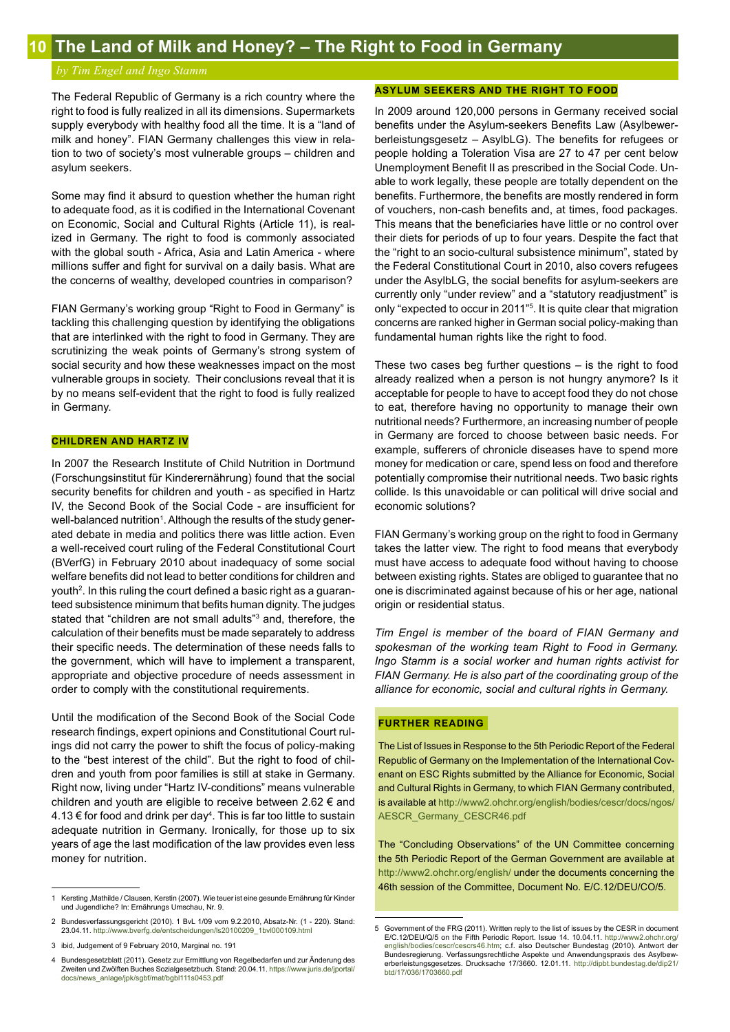# 10 The Land of Milk and Honey? – The Right to Food in Germany

*by Tim Engel and Ingo Stamm*

The Federal Republic of Germany is a rich country where the right to food is fully realized in all its dimensions. Supermarkets supply everybody with healthy food all the time. It is a "land of milk and honey". FIAN Germany challenges this view in relation to two of society's most vulnerable groups – children and asylum seekers.

Some may find it absurd to question whether the human right to adequate food, as it is codified in the International Covenant on Economic, Social and Cultural Rights (Article 11), is realized in Germany. The right to food is commonly associated with the global south - Africa, Asia and Latin America - where millions suffer and fight for survival on a daily basis. What are the concerns of wealthy, developed countries in comparison?

FIAN Germany's working group "Right to Food in Germany" is tackling this challenging question by identifying the obligations that are interlinked with the right to food in Germany. They are scrutinizing the weak points of Germany's strong system of social security and how these weaknesses impact on the most vulnerable groups in society. Their conclusions reveal that it is by no means self-evident that the right to food is fully realized in Germany.

## CHILDREN AND HARTZ IV

In 2007 the Research Institute of Child Nutrition in Dortmund (Forschungsinstitut für Kinderernährung) found that the social security benefits for children and youth - as specified in Hartz IV, the Second Book of the Social Code - are insufficient for well-balanced nutrition[1]. Although the results of the study generated debate in media and politics there was little action. Even a well-received court ruling of the Federal Constitutional Court (BVerfG) in February 2010 about inadequacy of some social welfare benefits did not lead to better conditions for children and youth[2]. In this ruling the court defined a basic right as a guaranteed subsistence minimum that befits human dignity. The judges stated that "children are not small adults"[3] and, therefore, the calculation of their benefits must be made separately to address their specific needs. The determination of these needs falls to the government, which will have to implement a transparent, appropriate and objective procedure of needs assessment in order to comply with the constitutional requirements.

Until the modification of the Second Book of the Social Code research findings, expert opinions and Constitutional Court rulings did not carry the power to shift the focus of policy-making to the "best interest of the child". But the right to food of children and youth from poor families is still at stake in Germany. Right now, living under "Hartz IV-conditions" means vulnerable children and youth are eligible to receive between 2.62 € and 4.13 € for food and drink per day[4]. This is far too little to sustain adequate nutrition in Germany. Ironically, for those up to six years of age the last modification of the law provides even less money for nutrition.

## ASYLUM SEEKERS AND THE RIGHT TO FOOD

In 2009 around 120,000 persons in Germany received social benefits under the Asylum-seekers Benefits Law (Asylbewerberleistungsgesetz – AsylbLG). The benefits for refugees or people holding a Toleration Visa are 27 to 47 per cent below Unemployment Benefit II as prescribed in the Social Code. Unable to work legally, these people are totally dependent on the benefits. Furthermore, the benefits are mostly rendered in form of vouchers, non-cash benefits and, at times, food packages. This means that the beneficiaries have little or no control over their diets for periods of up to four years. Despite the fact that the "right to an socio-cultural subsistence minimum", stated by the Federal Constitutional Court in 2010, also covers refugees under the AsylbLG, the social benefits for asylum-seekers are currently only "under review" and a "statutory readjustment" is only "expected to occur in 2011"[5]. It is quite clear that migration concerns are ranked higher in German social policy-making than fundamental human rights like the right to food.

These two cases beg further questions – is the right to food already realized when a person is not hungry anymore? Is it acceptable for people to have to accept food they do not chose to eat, therefore having no opportunity to manage their own nutritional needs? Furthermore, an increasing number of people in Germany are forced to choose between basic needs. For example, sufferers of chronicle diseases have to spend more money for medication or care, spend less on food and therefore potentially compromise their nutritional needs. Two basic rights collide. Is this unavoidable or can political will drive social and economic solutions?

FIAN Germany's working group on the right to food in Germany takes the latter view. The right to food means that everybody must have access to adequate food without having to choose between existing rights. States are obliged to guarantee that no one is discriminated against because of his or her age, national origin or residential status.

*Tim Engel is member of the board of FIAN Germany and spokesman of the working team Right to Food in Germany. Ingo Stamm is a social worker and human rights activist for FIAN Germany. He is also part of the coordinating group of the alliance for economic, social and cultural rights in Germany.*

## FURTHER READING

The List of Issues in Response to the 5th Periodic Report of the Federal Republic of Germany on the Implementation of the International Covenant on ESC Rights submitted by the Alliance for Economic, Social and Cultural Rights in Germany, to which FIAN Germany contributed, is available at http://www2.ohchr.org/english/bodies/cescr/docs/ngos/AESCR_Germany_CESCR46.pdf

The "Concluding Observations" of the UN Committee concerning the 5th Periodic Report of the German Government are available at http://www2.ohchr.org/english/ under the documents concerning the 46th session of the Committee, Document No. E/C.12/DEU/CO/5.

---

1 Kersting ,Mathilde / Clausen, Kerstin (2007). Wie teuer ist eine gesunde Ernährung für Kinder und Jugendliche? In: Ernährungs Umschau, Nr. 9.

2 Bundesverfassungsgericht (2010). 1 BvL 1/09 vom 9.2.2010, Absatz-Nr. (1 - 220). Stand: 23.04.11. http://www.bverfg.de/entscheidungen/ls20100209_1bvl000109.html

3 ibid, Judgement of 9 February 2010, Marginal no. 191

4 Bundesgesetzblatt (2011). Gesetz zur Ermittlung von Regelbedarfen und zur Änderung des Zweiten und Zwölften Buches Sozialgesetzbuch. Stand: 20.04.11. https://www.juris.de/jportal/docs/news_anlage/jpk/sgbf/mat/bgbl111s0453.pdf

5 Government of the FRG (2011). Written reply to the list of issues by the CESR in document E/C.12/DEU/Q/5 on the Fifth Periodic Report. Issue 14. 10.04.11. http://www2.ohchr.org/english/bodies/cescr/cescrs46.htm; c.f. also Deutscher Bundestag (2010). Antwort der Bundesregierung. Verfassungsrechtliche Aspekte und Anwendungspraxis des Asylbewerberleistungsgesetzes. Drucksache 17/3660. 12.01.11. http://dipbt.bundestag.de/dip21/btd/17/036/1703660.pdf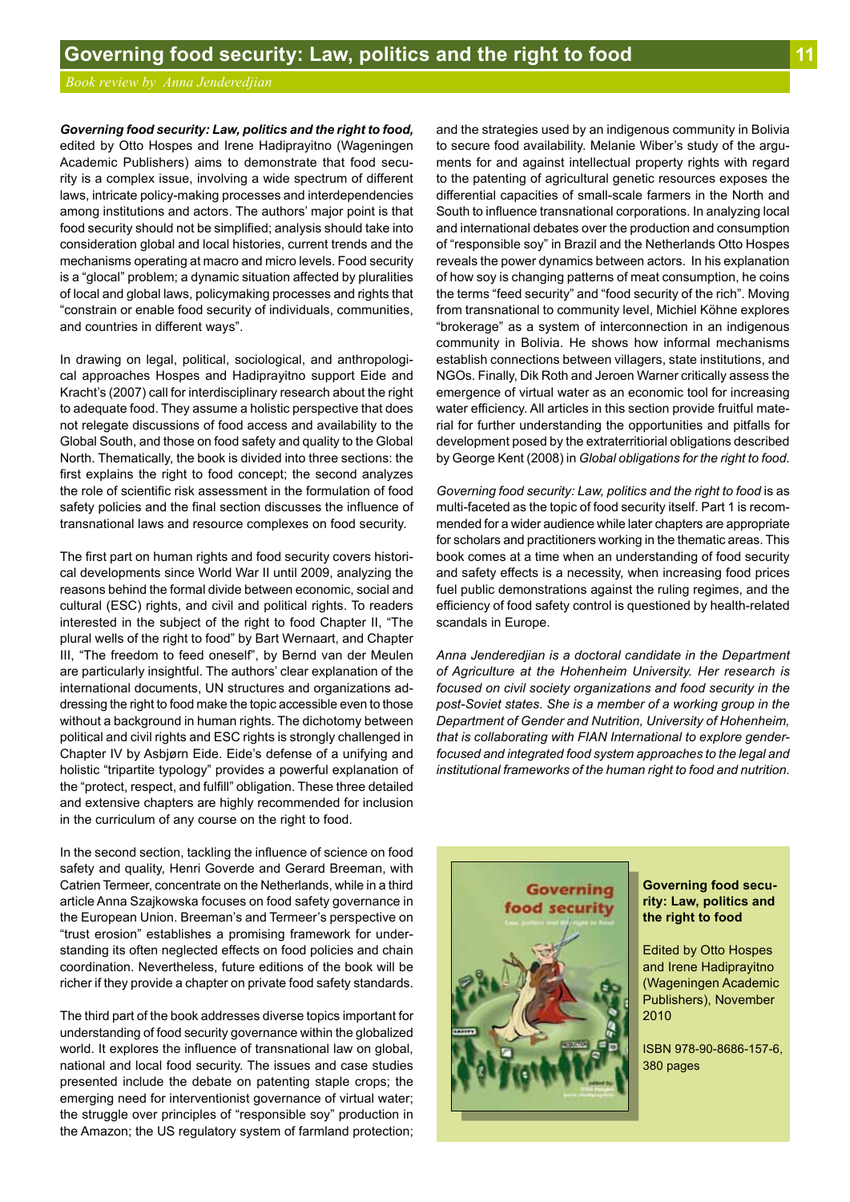# Governing food security: Law, politics and the right to food

*Book review by Anna Jenderedjian*

***Governing food security: Law, politics and the right to food,*** edited by Otto Hospes and Irene Hadiprayitno (Wageningen Academic Publishers) aims to demonstrate that food security is a complex issue, involving a wide spectrum of different laws, intricate policy-making processes and interdependencies among institutions and actors. The authors' major point is that food security should not be simplified; analysis should take into consideration global and local histories, current trends and the mechanisms operating at macro and micro levels. Food security is a "glocal" problem; a dynamic situation affected by pluralities of local and global laws, policymaking processes and rights that "constrain or enable food security of individuals, communities, and countries in different ways".

In drawing on legal, political, sociological, and anthropological approaches Hospes and Hadiprayitno support Eide and Kracht's (2007) call for interdisciplinary research about the right to adequate food. They assume a holistic perspective that does not relegate discussions of food access and availability to the Global South, and those on food safety and quality to the Global North. Thematically, the book is divided into three sections: the first explains the right to food concept; the second analyzes the role of scientific risk assessment in the formulation of food safety policies and the final section discusses the influence of transnational laws and resource complexes on food security.

The first part on human rights and food security covers historical developments since World War II until 2009, analyzing the reasons behind the formal divide between economic, social and cultural (ESC) rights, and civil and political rights. To readers interested in the subject of the right to food Chapter II, "The plural wells of the right to food" by Bart Wernaart, and Chapter III, "The freedom to feed oneself", by Bernd van der Meulen are particularly insightful. The authors' clear explanation of the international documents, UN structures and organizations addressing the right to food make the topic accessible even to those without a background in human rights. The dichotomy between political and civil rights and ESC rights is strongly challenged in Chapter IV by Asbjørn Eide. Eide's defense of a unifying and holistic "tripartite typology" provides a powerful explanation of the "protect, respect, and fulfill" obligation. These three detailed and extensive chapters are highly recommended for inclusion in the curriculum of any course on the right to food.

In the second section, tackling the influence of science on food safety and quality, Henri Goverde and Gerard Breeman, with Catrien Termeer, concentrate on the Netherlands, while in a third article Anna Szajkowska focuses on food safety governance in the European Union. Breeman's and Termeer's perspective on "trust erosion" establishes a promising framework for understanding its often neglected effects on food policies and chain coordination. Nevertheless, future editions of the book will be richer if they provide a chapter on private food safety standards.

The third part of the book addresses diverse topics important for understanding of food security governance within the globalized world. It explores the influence of transnational law on global, national and local food security. The issues and case studies presented include the debate on patenting staple crops; the emerging need for interventionist governance of virtual water; the struggle over principles of "responsible soy" production in the Amazon; the US regulatory system of farmland protection; and the strategies used by an indigenous community in Bolivia to secure food availability. Melanie Wiber's study of the arguments for and against intellectual property rights with regard to the patenting of agricultural genetic resources exposes the differential capacities of small-scale farmers in the North and South to influence transnational corporations. In analyzing local and international debates over the production and consumption of "responsible soy" in Brazil and the Netherlands Otto Hospes reveals the power dynamics between actors. In his explanation of how soy is changing patterns of meat consumption, he coins the terms "feed security" and "food security of the rich". Moving from transnational to community level, Michiel Köhne explores "brokerage" as a system of interconnection in an indigenous community in Bolivia. He shows how informal mechanisms establish connections between villagers, state institutions, and NGOs. Finally, Dik Roth and Jeroen Warner critically assess the emergence of virtual water as an economic tool for increasing water efficiency. All articles in this section provide fruitful material for further understanding the opportunities and pitfalls for development posed by the extraterritorial obligations described by George Kent (2008) in *Global obligations for the right to food*.

*Governing food security: Law, politics and the right to food* is as multi-faceted as the topic of food security itself. Part 1 is recommended for a wider audience while later chapters are appropriate for scholars and practitioners working in the thematic areas. This book comes at a time when an understanding of food security and safety effects is a necessity, when increasing food prices fuel public demonstrations against the ruling regimes, and the efficiency of food safety control is questioned by health-related scandals in Europe.

*Anna Jenderedjian is a doctoral candidate in the Department of Agriculture at the Hohenheim University. Her research is focused on civil society organizations and food security in the post-Soviet states. She is a member of a working group in the Department of Gender and Nutrition, University of Hohenheim, that is collaborating with FIAN International to explore gender-focused and integrated food system approaches to the legal and institutional frameworks of the human right to food and nutrition.*

**Governing food security: Law, politics and the right to food**

Edited by Otto Hospes and Irene Hadiprayitno (Wageningen Academic Publishers), November 2010

ISBN 978-90-8686-157-6, 380 pages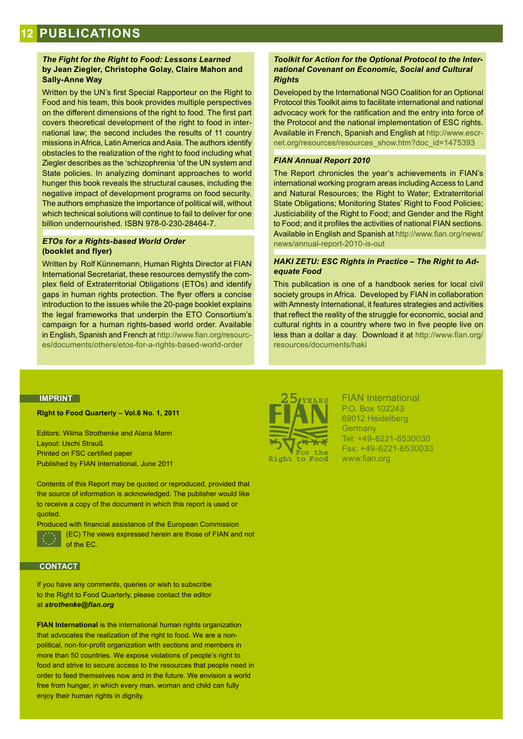# PUBLICATIONS

### *The Fight for the Right to Food: Lessons Learned* by Jean Ziegler, Christophe Golay, Claire Mahon and Sally-Anne Way

Written by the UN's first Special Rapporteur on the Right to Food and his team, this book provides multiple perspectives on the different dimensions of the right to food. The first part covers theoretical development of the right to food in international law; the second includes the results of 11 country missions in Africa, Latin America and Asia. The authors identify obstacles to the realization of the right to food including what Ziegler describes as the 'schizophrenia 'of the UN system and State policies. In analyzing dominant approaches to world hunger this book reveals the structural causes, including the negative impact of development programs on food security. The authors emphasize the importance of political will, without which technical solutions will continue to fail to deliver for one billion undernourished. ISBN 978-0-230-28464-7.

### *ETOs for a Rights-based World Order* (booklet and flyer)

Written by Rolf Künnemann, Human Rights Director at FIAN International Secretariat, these resources demystify the complex field of Extraterritorial Obligations (ETOs) and identify gaps in human rights protection. The flyer offers a concise introduction to the issues while the 20-page booklet explains the legal frameworks that underpin the ETO Consortium's campaign for a human rights-based world order. Available in English, Spanish and French at http://www.fian.org/resources/documents/others/etos-for-a-rights-based-world-order

### *Toolkit for Action for the Optional Protocol to the International Covenant on Economic, Social and Cultural Rights*

Developed by the International NGO Coalition for an Optional Protocol this Toolkit aims to facilitate international and national advocacy work for the ratification and the entry into force of the Protocol and the national implementation of ESC rights. Available in French, Spanish and English at http://www.escr-net.org/resources/resources_show.htm?doc_id=1475393

### *FIAN Annual Report 2010*

The Report chronicles the year's achievements in FIAN's international working program areas including Access to Land and Natural Resources; the Right to Water; Extraterritorial State Obligations; Monitoring States' Right to Food Policies; Justiciability of the Right to Food; and Gender and the Right to Food; and it profiles the activities of national FIAN sections. Available in English and Spanish at http://www.fian.org/news/news/annual-report-2010-is-out

### *HAKI ZETU: ESC Rights in Practice – The Right to Adequate Food*

This publication is one of a handbook series for local civil society groups in Africa. Developed by FIAN in collaboration with Amnesty International, it features strategies and activities that reflect the reality of the struggle for economic, social and cultural rights in a country where two in five people live on less than a dollar a day. Download it at http://www.fian.org/resources/documents/haki

## IMPRINT

**Right to Food Quarterly – Vol.6 No. 1, 2011**

Editors: Wilma Strothenke and Alana Mann
Layout: Uschi Strauß
Printed on FSC certified paper
Published by FIAN International, June 2011

Contents of this Report may be quoted or reproduced, provided that the source of information is acknowledged. The publisher would like to receive a copy of the document in which this report is used or quoted.

Produced with financial assistance of the European Commission (EC) The views expressed herein are those of FIAN and not of the EC.

## CONTACT

If you have any comments, queries or wish to subscribe to the Right to Food Quarterly, please contact the editor at ***strothenke@fian.org***

**FIAN International** is the international human rights organization that advocates the realization of the right to food. We are a non-political, non-for-profit organization with sections and members in more than 50 countries. We expose violations of people's right to food and strive to secure access to the resources that people need in order to feed themselves now and in the future. We envision a world free from hunger, in which every man, woman and child can fully enjoy their human rights in dignity.

25 YEARS FIAN For the Right to Food

FIAN International
P.O. Box 102243
69012 Heidelberg
Germany
Tel: +49-6221-6530030
Fax: +49-6221-6530033
www.fian.org